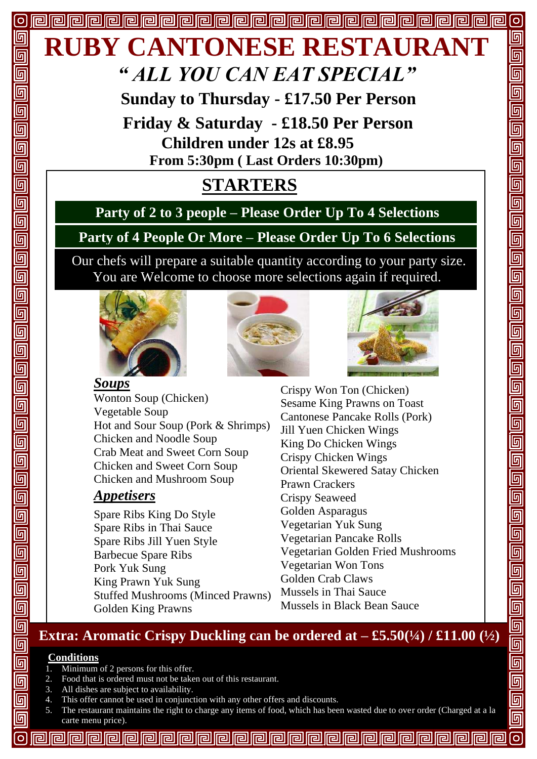# RUBY CANTONESE RESTAURANT

## *"ALL YOU CAN EAT SPECIAL"*

**Sunday to Thursday - £17.50 Per Person**

**Friday & Saturday - £18.50 Per Person**

**Children under 12s at £8.95**

**From 5:30pm ( Last Orders 10:30pm)**

## STARTERS

**Party of 2 to 3 people – Please Order Up To 4 Selections**

**Party of 4 People Or More – Please Order Up To 6 Selections**

Our chefs will prepare a suitable quantity according to your party size. You are Welcome to choose more selections again if required.

### *Soups*

- Wonton Soup (Chicken)
- Vegetable Soup
- Hot and Sour Soup (Pork & Shrimps)
- Chicken and Noodle Soup
- Crab Meat and Sweet Corn Soup
- Chicken and Sweet Corn Soup
- Chicken and Mushroom Soup

### *Appetisers*

- Spare Ribs King Do Style
- Spare Ribs in Thai Sauce
- Spare Ribs Jill Yuen Style
- Barbecue Spare Ribs
- Pork Yuk Sung
- King Prawn Yuk Sung
- Stuffed Mushrooms (Minced Prawns)
- Golden King Prawns
- Crispy Won Ton (Chicken)
- Sesame King Prawns on Toast
- Cantonese Pancake Rolls (Pork)
- Jill Yuen Chicken Wings
- King Do Chicken Wings
- Crispy Chicken Wings
- Oriental Skewered Satay Chicken
- Prawn Crackers
- Crispy Seaweed
- Golden Asparagus
- Vegetarian Yuk Sung
- Vegetarian Pancake Rolls
- Vegetarian Golden Fried Mushrooms
- Vegetarian Won Tons
- Golden Crab Claws
- Mussels in Thai Sauce
- Mussels in Black Bean Sauce

**Extra: Aromatic Crispy Duckling can be ordered at – £5.50(¼) / £11.00 (½)**

**Conditions**

1. Minimum of 2 persons for this offer.
2. Food that is ordered must not be taken out of this restaurant.
3. All dishes are subject to availability.
4. This offer cannot be used in conjunction with any other offers and discounts.
5. The restaurant maintains the right to charge any items of food, which has been wasted due to over order (Charged at a la carte menu price).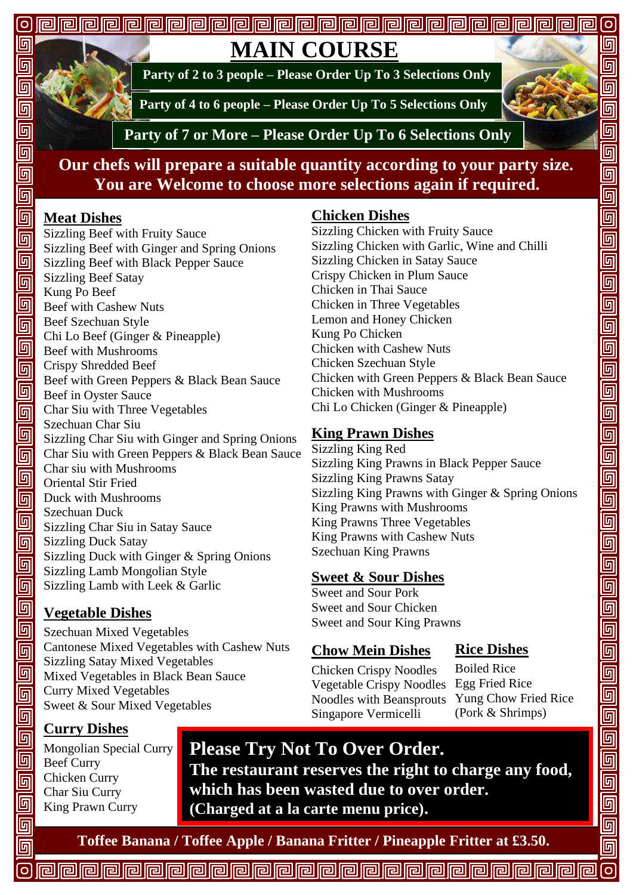# MAIN COURSE

**Party of 2 to 3 people – Please Order Up To 3 Selections Only**

**Party of 4 to 6 people – Please Order Up To 5 Selections Only**

**Party of 7 or More – Please Order Up To 6 Selections Only**

**Our chefs will prepare a suitable quantity according to your party size. You are Welcome to choose more selections again if required.**

## Meat Dishes

Sizzling Beef with Fruity Sauce
Sizzling Beef with Ginger and Spring Onions
Sizzling Beef with Black Pepper Sauce
Sizzling Beef Satay
Kung Po Beef
Beef with Cashew Nuts
Beef Szechuan Style
Chi Lo Beef (Ginger & Pineapple)
Beef with Mushrooms
Crispy Shredded Beef
Beef with Green Peppers & Black Bean Sauce
Beef in Oyster Sauce
Char Siu with Three Vegetables
Szechuan Char Siu
Sizzling Char Siu with Ginger and Spring Onions
Char Siu with Green Peppers & Black Bean Sauce
Char siu with Mushrooms
Oriental Stir Fried
Duck with Mushrooms
Szechuan Duck
Sizzling Char Siu in Satay Sauce
Sizzling Duck Satay
Sizzling Duck with Ginger & Spring Onions
Sizzling Lamb Mongolian Style
Sizzling Lamb with Leek & Garlic

## Vegetable Dishes

Szechuan Mixed Vegetables
Cantonese Mixed Vegetables with Cashew Nuts
Sizzling Satay Mixed Vegetables
Mixed Vegetables in Black Bean Sauce
Curry Mixed Vegetables
Sweet & Sour Mixed Vegetables

## Curry Dishes

Mongolian Special Curry
Beef Curry
Chicken Curry
Char Siu Curry
King Prawn Curry

## Chicken Dishes

Sizzling Chicken with Fruity Sauce
Sizzling Chicken with Garlic, Wine and Chilli
Sizzling Chicken in Satay Sauce
Crispy Chicken in Plum Sauce
Chicken in Thai Sauce
Chicken in Three Vegetables
Lemon and Honey Chicken
Kung Po Chicken
Chicken with Cashew Nuts
Chicken Szechuan Style
Chicken with Green Peppers & Black Bean Sauce
Chicken with Mushrooms
Chi Lo Chicken (Ginger & Pineapple)

## King Prawn Dishes

Sizzling King Red
Sizzling King Prawns in Black Pepper Sauce
Sizzling King Prawns Satay
Sizzling King Prawns with Ginger & Spring Onions
King Prawns with Mushrooms
King Prawns Three Vegetables
King Prawns with Cashew Nuts
Szechuan King Prawns

## Sweet & Sour Dishes

Sweet and Sour Pork
Sweet and Sour Chicken
Sweet and Sour King Prawns

## Chow Mein Dishes

Chicken Crispy Noodles
Vegetable Crispy Noodles
Noodles with Beansprouts
Singapore Vermicelli

## Rice Dishes

Boiled Rice
Egg Fried Rice
Yung Chow Fried Rice (Pork & Shrimps)

**Please Try Not To Over Order.**
**The restaurant reserves the right to charge any food, which has been wasted due to over order. (Charged at a la carte menu price).**

**Toffee Banana / Toffee Apple / Banana Fritter / Pineapple Fritter at £3.50.**